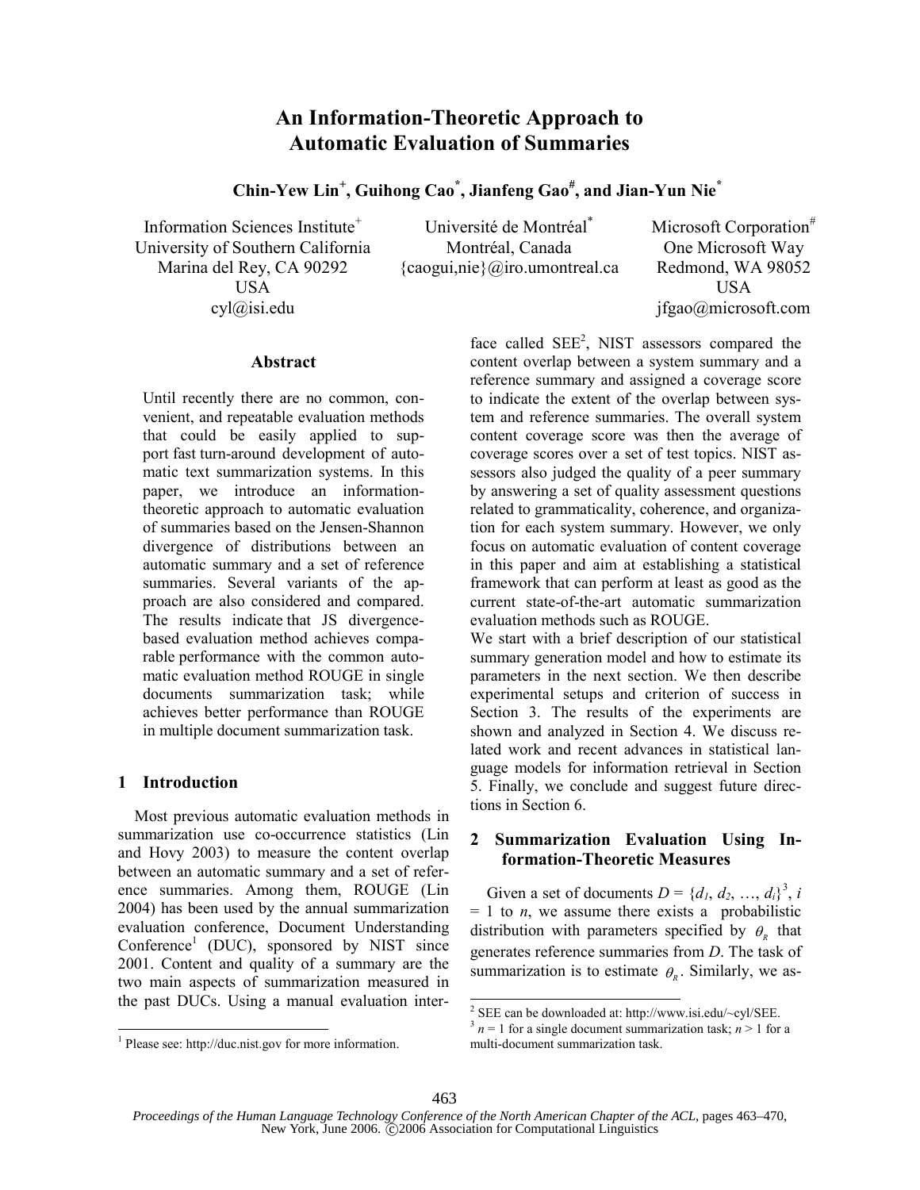# An Information-Theoretic Approach to Automatic Evaluation of Summaries

**Chin-Yew Lin[+], Guihong Cao[*], Jianfeng Gao[#], and Jian-Yun Nie[*]**

Information Sciences Institute[+]
University of Southern California
Marina del Rey, CA 90292
USA
cyl@isi.edu

Université de Montréal[*]
Montréal, Canada
{caogui,nie}@iro.umontreal.ca

Microsoft Corporation[#]
One Microsoft Way
Redmond, WA 98052
USA
jfgao@microsoft.com

## Abstract

Until recently there are no common, convenient, and repeatable evaluation methods that could be easily applied to support fast turn-around development of automatic text summarization systems. In this paper, we introduce an information-theoretic approach to automatic evaluation of summaries based on the Jensen-Shannon divergence of distributions between an automatic summary and a set of reference summaries. Several variants of the approach are also considered and compared. The results indicate that JS divergence-based evaluation method achieves comparable performance with the common automatic evaluation method ROUGE in single documents summarization task; while achieves better performance than ROUGE in multiple document summarization task.

## 1 Introduction

Most previous automatic evaluation methods in summarization use co-occurrence statistics (Lin and Hovy 2003) to measure the content overlap between an automatic summary and a set of reference summaries. Among them, ROUGE (Lin 2004) has been used by the annual summarization evaluation conference, Document Understanding Conference[1] (DUC), sponsored by NIST since 2001. Content and quality of a summary are the two main aspects of summarization measured in the past DUCs. Using a manual evaluation interface called SEE[2], NIST assessors compared the content overlap between a system summary and a reference summary and assigned a coverage score to indicate the extent of the overlap between system and reference summaries. The overall system content coverage score was then the average of coverage scores over a set of test topics. NIST assessors also judged the quality of a peer summary by answering a set of quality assessment questions related to grammaticality, coherence, and organization for each system summary. However, we only focus on automatic evaluation of content coverage in this paper and aim at establishing a statistical framework that can perform at least as good as the current state-of-the-art automatic summarization evaluation methods such as ROUGE.

We start with a brief description of our statistical summary generation model and how to estimate its parameters in the next section. We then describe experimental setups and criterion of success in Section 3. The results of the experiments are shown and analyzed in Section 4. We discuss related work and recent advances in statistical language models for information retrieval in Section 5. Finally, we conclude and suggest future directions in Section 6.

## 2 Summarization Evaluation Using Information-Theoretic Measures

Given a set of documents $D = \{d_1, d_2, \ldots, d_i\}$[3], $i = 1$ to $n$, we assume there exists a probabilistic distribution with parameters specified by $\theta_R$ that generates reference summaries from $D$. The task of summarization is to estimate $\theta_R$. Similarly, we as-

[1] Please see: http://duc.nist.gov for more information.

[2] SEE can be downloaded at: http://www.isi.edu/~cyl/SEE.

[3] $n = 1$ for a single document summarization task; $n > 1$ for a multi-document summarization task.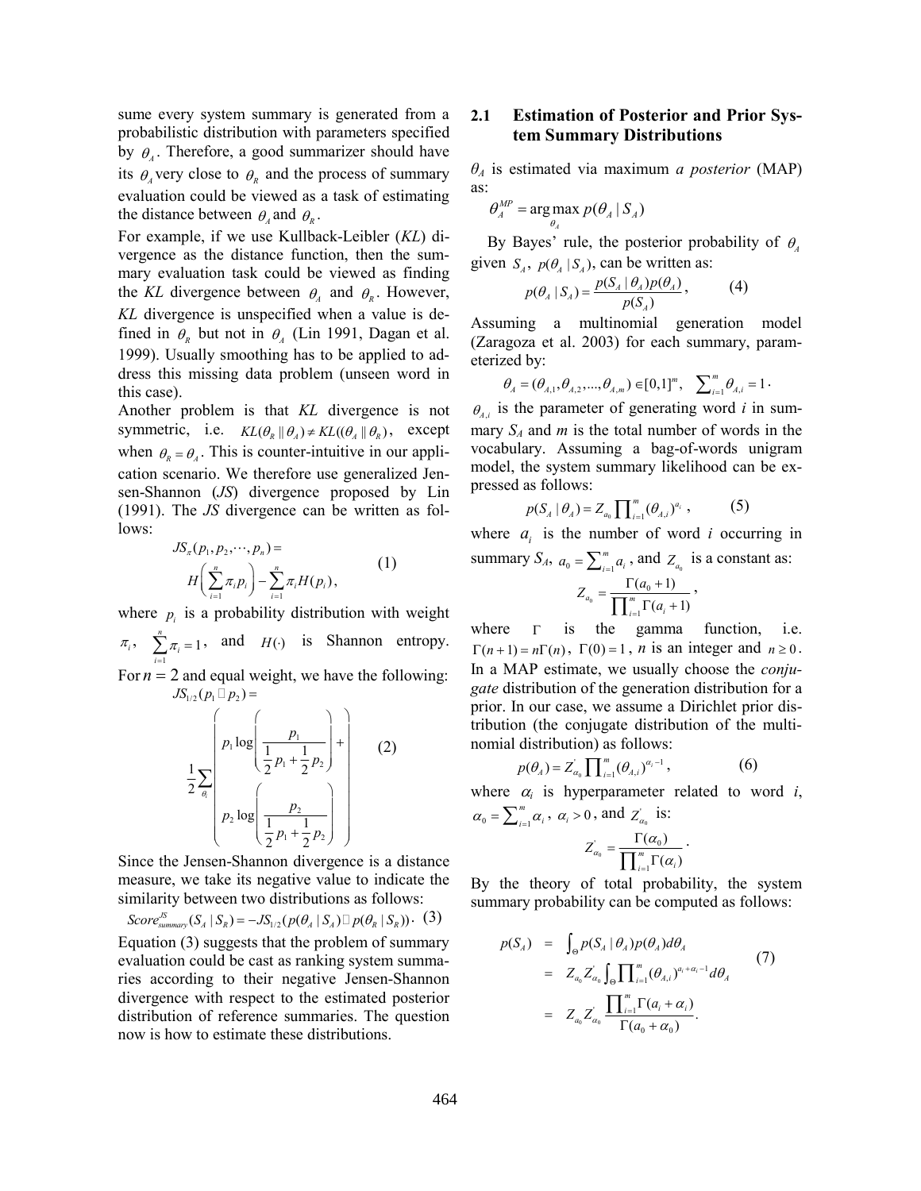sume every system summary is generated from a probabilistic distribution with parameters specified by $\theta_A$. Therefore, a good summarizer should have its $\theta_A$ very close to $\theta_R$ and the process of summary evaluation could be viewed as a task of estimating the distance between $\theta_A$ and $\theta_R$.

For example, if we use Kullback-Leibler (*KL*) divergence as the distance function, then the summary evaluation task could be viewed as finding the *KL* divergence between $\theta_A$ and $\theta_R$. However, *KL* divergence is unspecified when a value is defined in $\theta_R$ but not in $\theta_A$ (Lin 1991, Dagan et al. 1999). Usually smoothing has to be applied to address this missing data problem (unseen word in this case).

Another problem is that *KL* divergence is not symmetric, i.e. $KL(\theta_R \| \theta_A) \neq KL((\theta_A \| \theta_R)$, except when $\theta_R = \theta_A$. This is counter-intuitive in our application scenario. We therefore use generalized Jensen-Shannon (*JS*) divergence proposed by Lin (1991). The *JS* divergence can be written as follows:

$$JS_\pi(p_1, p_2, \cdots, p_n) = H\left(\sum_{i=1}^{n} \pi_i p_i\right) - \sum_{i=1}^{n} \pi_i H(p_i), \tag{1}$$

where $p_i$ is a probability distribution with weight $\pi_i$, $\sum_{i=1}^{n} \pi_i = 1$, and $H(\cdot)$ is Shannon entropy. For $n = 2$ and equal weight, we have the following:

$$JS_{1/2}(p_1 \| p_2) = \frac{1}{2} \sum_{\theta_i} \left( p_1 \log\left(\frac{p_1}{\frac{1}{2}p_1 + \frac{1}{2}p_2}\right) + p_2 \log\left(\frac{p_2}{\frac{1}{2}p_1 + \frac{1}{2}p_2}\right) \right) \tag{2}$$

Since the Jensen-Shannon divergence is a distance measure, we take its negative value to indicate the similarity between two distributions as follows:

$$Score_{summary}^{JS}(S_A \mid S_R) = -JS_{1/2}(p(\theta_A \mid S_A) \| p(\theta_R \mid S_R)). \tag{3}$$

Equation (3) suggests that the problem of summary evaluation could be cast as ranking system summaries according to their negative Jensen-Shannon divergence with respect to the estimated posterior distribution of reference summaries. The question now is how to estimate these distributions.

## 2.1 Estimation of Posterior and Prior System Summary Distributions

$\theta_A$ is estimated via maximum *a posterior* (MAP) as:

$$\theta_A^{MP} = \arg\max_{\theta_A} p(\theta_A \mid S_A)$$

By Bayes' rule, the posterior probability of $\theta_A$ given $S_A$, $p(\theta_A \mid S_A)$, can be written as:

$$p(\theta_A \mid S_A) = \frac{p(S_A \mid \theta_A) p(\theta_A)}{p(S_A)}, \tag{4}$$

Assuming a multinomial generation model (Zaragoza et al. 2003) for each summary, parameterized by:

$$\theta_A = (\theta_{A,1}, \theta_{A,2}, \ldots, \theta_{A,m}) \in [0,1]^m, \quad \sum_{i=1}^{m} \theta_{A,i} = 1.$$

$\theta_{A,i}$ is the parameter of generating word *i* in summary $S_A$ and *m* is the total number of words in the vocabulary. Assuming a bag-of-words unigram model, the system summary likelihood can be expressed as follows:

$$p(S_A \mid \theta_A) = Z_{a_0} \prod_{i=1}^{m} (\theta_{A,i})^{a_i}, \tag{5}$$

where $a_i$ is the number of word *i* occurring in summary $S_A$, $a_0 = \sum_{i=1}^{m} a_i$, and $Z_{a_0}$ is a constant as:

$$Z_{a_0} = \frac{\Gamma(a_0 + 1)}{\prod_{i=1}^{m} \Gamma(a_i + 1)},$$

where $\Gamma$ is the gamma function, i.e. $\Gamma(n+1) = n\Gamma(n)$, $\Gamma(0) = 1$, *n* is an integer and $n \geq 0$. In a MAP estimate, we usually choose the *conjugate* distribution of the generation distribution for a prior. In our case, we assume a Dirichlet prior distribution (the conjugate distribution of the multinomial distribution) as follows:

$$p(\theta_A) = Z'_{\alpha_0} \prod_{i=1}^{m} (\theta_{A,i})^{\alpha_i - 1}, \tag{6}$$

where $\alpha_i$ is hyperparameter related to word *i*, $\alpha_0 = \sum_{i=1}^{m} \alpha_i$, $\alpha_i > 0$, and $Z'_{\alpha_0}$ is:

$$Z'_{\alpha_0} = \frac{\Gamma(\alpha_0)}{\prod_{i=1}^{m} \Gamma(\alpha_i)}.$$

By the theory of total probability, the system summary probability can be computed as follows:

$$\begin{aligned} p(S_A) &= \int_\Theta p(S_A \mid \theta_A) p(\theta_A) d\theta_A \\ &= Z_{a_0} Z'_{\alpha_0} \int_\Theta \prod_{i=1}^{m} (\theta_{A,i})^{a_i + \alpha_i - 1} d\theta_A \\ &= Z_{a_0} Z'_{\alpha_0} \frac{\prod_{i=1}^{m} \Gamma(a_i + \alpha_i)}{\Gamma(a_0 + \alpha_0)}. \end{aligned} \tag{7}$$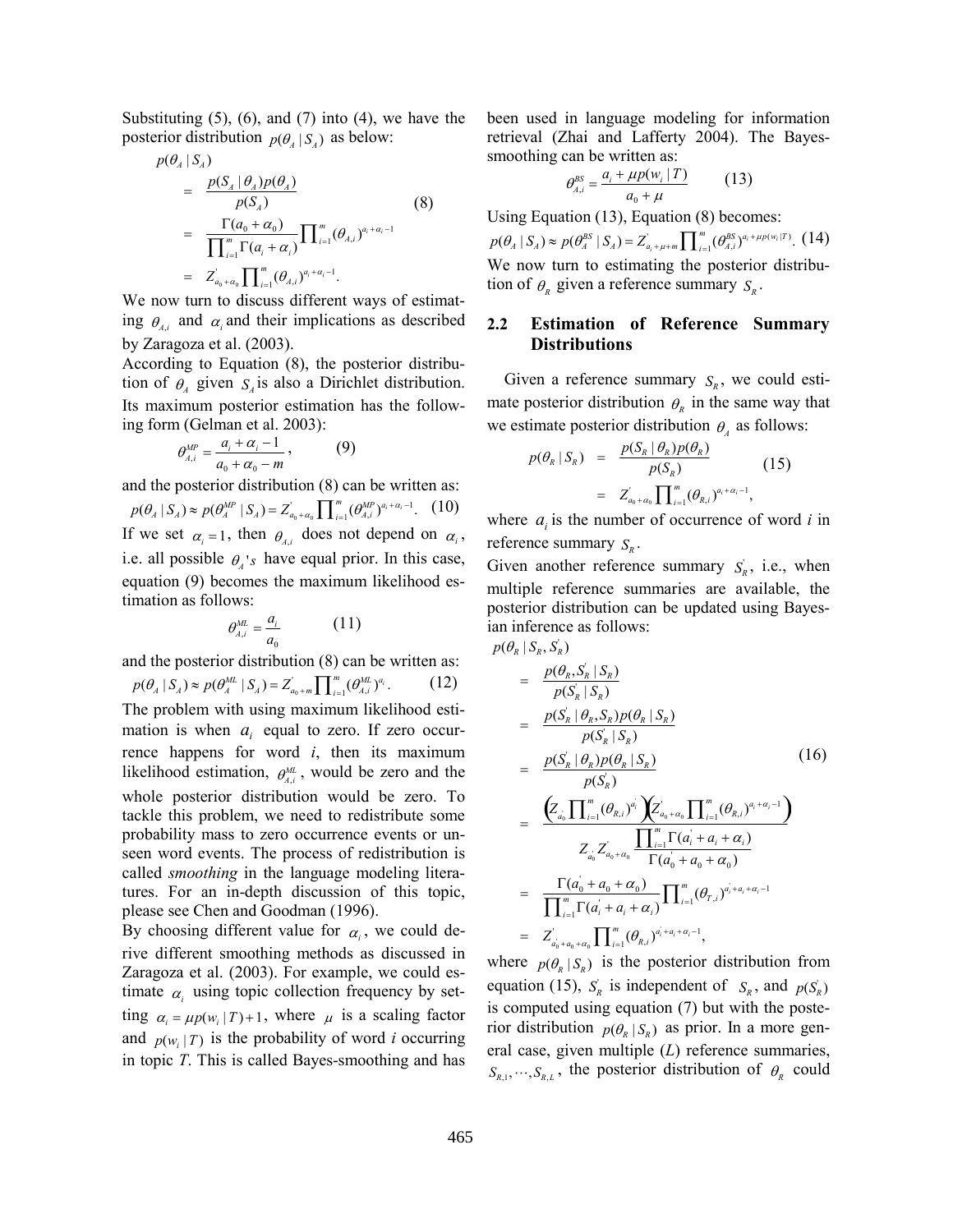Substituting (5), (6), and (7) into (4), we have the posterior distribution $p(\theta_A \mid S_A)$ as below:

$$
\begin{aligned}
p(\theta_A \mid S_A) & \\
&= \frac{p(S_A \mid \theta_A)p(\theta_A)}{p(S_A)} \\
&= \frac{\Gamma(a_0+\alpha_0)}{\prod_{i=1}^{m}\Gamma(a_i+\alpha_i)}\prod_{i=1}^{m}(\theta_{A,i})^{a_i+\alpha_i-1} \\
&= Z'_{a_0+\alpha_0}\prod_{i=1}^{m}(\theta_{A,i})^{a_i+\alpha_i-1}.
\end{aligned} \quad (8)
$$

We now turn to discuss different ways of estimating $\theta_{A,i}$ and $\alpha_i$ and their implications as described by Zaragoza et al. (2003).

According to Equation (8), the posterior distribution of $\theta_A$ given $S_A$ is also a Dirichlet distribution. Its maximum posterior estimation has the following form (Gelman et al. 2003):

$$
\theta_{A,i}^{MP} = \frac{a_i+\alpha_i-1}{a_0+\alpha_0-m}, \quad (9)
$$

and the posterior distribution (8) can be written as:

$$
p(\theta_A \mid S_A) \approx p(\theta_A^{MP} \mid S_A) = Z'_{a_0+\alpha_0}\prod_{i=1}^{m}(\theta_{A,i}^{MP})^{a_i+\alpha_i-1}. \quad (10)
$$

If we set $\alpha_i = 1$, then $\theta_{A,i}$ does not depend on $\alpha_i$, i.e. all possible $\theta_A$'s have equal prior. In this case, equation (9) becomes the maximum likelihood estimation as follows:

$$
\theta_{A,i}^{ML} = \frac{a_i}{a_0} \quad (11)
$$

and the posterior distribution (8) can be written as:

$$
p(\theta_A \mid S_A) \approx p(\theta_A^{ML} \mid S_A) = Z'_{a_0+m}\prod_{i=1}^{m}(\theta_{A,i}^{ML})^{a_i}. \quad (12)
$$

The problem with using maximum likelihood estimation is when $a_i$ equal to zero. If zero occurrence happens for word $i$, then its maximum likelihood estimation, $\theta_{A,i}^{ML}$, would be zero and the whole posterior distribution would be zero. To tackle this problem, we need to redistribute some probability mass to zero occurrence events or unseen word events. The process of redistribution is called *smoothing* in the language modeling literatures. For an in-depth discussion of this topic, please see Chen and Goodman (1996).

By choosing different value for $\alpha_i$, we could derive different smoothing methods as discussed in Zaragoza et al. (2003). For example, we could estimate $\alpha_i$ using topic collection frequency by setting $\alpha_i = \mu p(w_i \mid T) + 1$, where $\mu$ is a scaling factor and $p(w_i \mid T)$ is the probability of word $i$ occurring in topic $T$. This is called Bayes-smoothing and has been used in language modeling for information retrieval (Zhai and Lafferty 2004). The Bayes-smoothing can be written as:

$$
\theta_{A,i}^{BS} = \frac{a_i + \mu p(w_i \mid T)}{a_0+\mu} \quad (13)
$$

Using Equation (13), Equation (8) becomes:

$$
p(\theta_A \mid S_A) \approx p(\theta_A^{BS} \mid S_A) = Z'_{a_i+\mu+m}\prod_{i=1}^{m}(\theta_{A,i}^{BS})^{a_i+\mu p(w_i \mid T)}. \quad (14)
$$

We now turn to estimating the posterior distribution of $\theta_R$ given a reference summary $S_R$.

## 2.2 Estimation of Reference Summary Distributions

Given a reference summary $S_R$, we could estimate posterior distribution $\theta_R$ in the same way that we estimate posterior distribution $\theta_A$ as follows:

$$
\begin{aligned}
p(\theta_R \mid S_R) &= \frac{p(S_R \mid \theta_R)p(\theta_R)}{p(S_R)} \\
&= Z'_{a_0+\alpha_0}\prod_{i=1}^{m}(\theta_{R,i})^{a_i+\alpha_i-1},
\end{aligned} \quad (15)
$$

where $a_i$ is the number of occurrence of word $i$ in reference summary $S_R$.

Given another reference summary $S_R'$, i.e., when multiple reference summaries are available, the posterior distribution can be updated using Bayesian inference as follows:

$$
\begin{aligned}
p(\theta_R \mid S_R, S_R') & \\
&= \frac{p(\theta_R, S_R' \mid S_R)}{p(S_R' \mid S_R)} \\
&= \frac{p(S_R' \mid \theta_R, S_R)p(\theta_R \mid S_R)}{p(S_R' \mid S_R)} \\
&= \frac{p(S_R' \mid \theta_R)p(\theta_R \mid S_R)}{p(S_R')} \\
&= \frac{\left(Z_{a_0'}\prod_{i=1}^{m}(\theta_{R,i})^{a_i'}\right)\left(Z'_{a_0+\alpha_0}\prod_{i=1}^{m}(\theta_{R,i})^{a_i+\alpha_i-1}\right)}{Z_{a_0'}Z'_{a_0+\alpha_0}\dfrac{\prod_{i=1}^{m}\Gamma(a_i'+a_i+\alpha_i)}{\Gamma(a_0'+a_0+\alpha_0)}} \\
&= \frac{\Gamma(a_0'+a_0+\alpha_0)}{\prod_{i=1}^{m}\Gamma(a_i'+a_i+\alpha_i)}\prod_{i=1}^{m}(\theta_{T,i})^{a_i'+a_i+\alpha_i-1} \\
&= Z'_{a_0'+a_0+\alpha_0}\prod_{i=1}^{m}(\theta_{R,i})^{a_i'+a_i+\alpha_i-1},
\end{aligned} \quad (16)
$$

where $p(\theta_R \mid S_R)$ is the posterior distribution from equation (15), $S_R'$ is independent of $S_R$, and $p(S_R')$ is computed using equation (7) but with the posterior distribution $p(\theta_R \mid S_R)$ as prior. In a more general case, given multiple ($L$) reference summaries, $S_{R,1}, \cdots, S_{R,L}$, the posterior distribution of $\theta_R$ could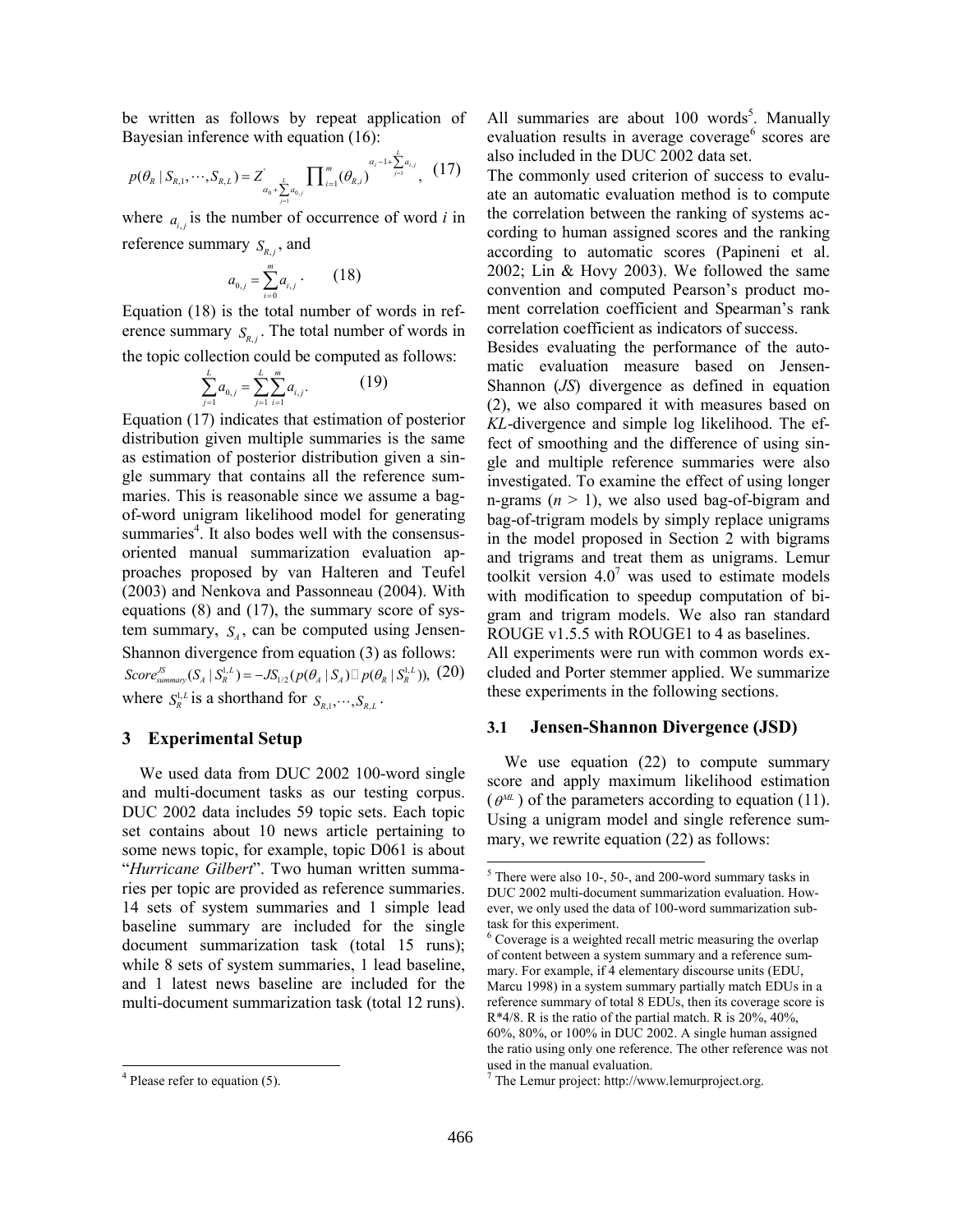be written as follows by repeat application of Bayesian inference with equation (16):

$$p(\theta_R \mid S_{R,1}, \cdots, S_{R,L}) = Z'_{\alpha_0 + \sum_{j=1}^{L} a_{0,j}} \prod_{i=1}^{m} (\theta_{R,i})^{\alpha_i - 1 + \sum_{j=1}^{L} a_{i,j}}, \quad (17)$$

where $a_{i,j}$ is the number of occurrence of word *i* in reference summary $S_{R,j}$, and

$$a_{0,j} = \sum_{i=0}^{m} a_{i,j}. \quad (18)$$

Equation (18) is the total number of words in reference summary $S_{R,j}$. The total number of words in the topic collection could be computed as follows:

$$\sum_{j=1}^{L} a_{0,j} = \sum_{j=1}^{L} \sum_{i=1}^{m} a_{i,j}. \quad (19)$$

Equation (17) indicates that estimation of posterior distribution given multiple summaries is the same as estimation of posterior distribution given a single summary that contains all the reference summaries. This is reasonable since we assume a bag-of-word unigram likelihood model for generating summaries[4]. It also bodes well with the consensus-oriented manual summarization evaluation approaches proposed by van Halteren and Teufel (2003) and Nenkova and Passonneau (2004). With equations (8) and (17), the summary score of system summary, $S_A$, can be computed using Jensen-Shannon divergence from equation (3) as follows:

$$Score_{summary}^{JS}(S_A \mid S_R^{1,L}) = -JS_{1/2}(p(\theta_A \mid S_A) \| p(\theta_R \mid S_R^{1,L})), \quad (20)$$

where $S_R^{1,L}$ is a shorthand for $S_{R,1}, \cdots, S_{R,L}$.

## 3 Experimental Setup

We used data from DUC 2002 100-word single and multi-document tasks as our testing corpus. DUC 2002 data includes 59 topic sets. Each topic set contains about 10 news article pertaining to some news topic, for example, topic D061 is about "*Hurricane Gilbert*". Two human written summaries per topic are provided as reference summaries. 14 sets of system summaries and 1 simple lead baseline summary are included for the single document summarization task (total 15 runs); while 8 sets of system summaries, 1 lead baseline, and 1 latest news baseline are included for the multi-document summarization task (total 12 runs). All summaries are about 100 words[5]. Manually evaluation results in average coverage[6] scores are also included in the DUC 2002 data set.

The commonly used criterion of success to evaluate an automatic evaluation method is to compute the correlation between the ranking of systems according to human assigned scores and the ranking according to automatic scores (Papineni et al. 2002; Lin & Hovy 2003). We followed the same convention and computed Pearson's product moment correlation coefficient and Spearman's rank correlation coefficient as indicators of success.

Besides evaluating the performance of the automatic evaluation measure based on Jensen-Shannon (*JS*) divergence as defined in equation (2), we also compared it with measures based on *KL*-divergence and simple log likelihood. The effect of smoothing and the difference of using single and multiple reference summaries were also investigated. To examine the effect of using longer n-grams ($n > 1$), we also used bag-of-bigram and bag-of-trigram models by simply replace unigrams in the model proposed in Section 2 with bigrams and trigrams and treat them as unigrams. Lemur toolkit version 4.0[7] was used to estimate models with modification to speedup computation of bigram and trigram models. We also ran standard ROUGE v1.5.5 with ROUGE1 to 4 as baselines.

All experiments were run with common words excluded and Porter stemmer applied. We summarize these experiments in the following sections.

### 3.1 Jensen-Shannon Divergence (JSD)

We use equation (22) to compute summary score and apply maximum likelihood estimation ($\theta^{ML}$) of the parameters according to equation (11). Using a unigram model and single reference summary, we rewrite equation (22) as follows:

---

[4] Please refer to equation (5).

[5] There were also 10-, 50-, and 200-word summary tasks in DUC 2002 multi-document summarization evaluation. However, we only used the data of 100-word summarization subtask for this experiment.

[6] Coverage is a weighted recall metric measuring the overlap of content between a system summary and a reference summary. For example, if 4 elementary discourse units (EDU, Marcu 1998) in a system summary partially match EDUs in a reference summary of total 8 EDUs, then its coverage score is R*4/8. R is the ratio of the partial match. R is 20%, 40%, 60%, 80%, or 100% in DUC 2002. A single human assigned the ratio using only one reference. The other reference was not used in the manual evaluation.

[7] The Lemur project: http://www.lemurproject.org.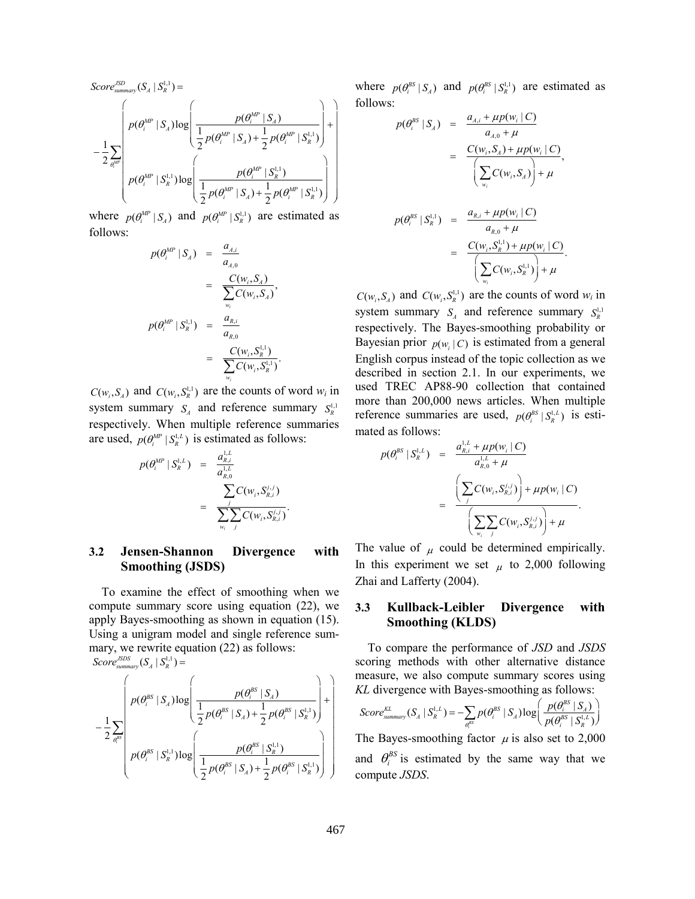$$Score^{JSD}_{summary}(S_A \mid S_R^{1,1}) = -\frac{1}{2}\sum_{\theta_i^{MP}} \left( p(\theta_i^{MP} \mid S_A) \log\left( \frac{p(\theta_i^{MP} \mid S_A)}{\frac{1}{2}p(\theta_i^{MP} \mid S_A) + \frac{1}{2}p(\theta_i^{MP} \mid S_R^{1,1})} \right) + p(\theta_i^{MP} \mid S_R^{1,1}) \log\left( \frac{p(\theta_i^{MP} \mid S_R^{1,1})}{\frac{1}{2}p(\theta_i^{MP} \mid S_A) + \frac{1}{2}p(\theta_i^{MP} \mid S_R^{1,1})} \right) \right)$$

where $p(\theta_i^{MP} \mid S_A)$ and $p(\theta_i^{MP} \mid S_R^{1,1})$ are estimated as follows:

$$p(\theta_i^{MP} \mid S_A) = \frac{a_{A,i}}{a_{A,0}} = \frac{C(w_i, S_A)}{\sum_{w_i} C(w_i, S_A)},$$

$$p(\theta_i^{MP} \mid S_R^{1,1}) = \frac{a_{R,i}}{a_{R,0}} = \frac{C(w_i, S_R^{1,1})}{\sum_{w_i} C(w_i, S_R^{1,1})}.$$

$C(w_i, S_A)$ and $C(w_i, S_R^{1,1})$ are the counts of word $w_i$ in system summary $S_A$ and reference summary $S_R^{1,1}$ respectively. When multiple reference summaries are used, $p(\theta_i^{MP} \mid S_R^{1,L})$ is estimated as follows:

$$p(\theta_i^{MP} \mid S_R^{1,L}) = \frac{a_{R,i}^{1,L}}{a_{R,0}^{1,L}} = \frac{\sum_j C(w_i, S_{R,i}^{j,j})}{\sum_{w_i}\sum_j C(w_i, S_{R,i}^{j,j})}.$$

### 3.2 Jensen-Shannon Divergence with Smoothing (JSDS)

To examine the effect of smoothing when we compute summary score using equation (22), we apply Bayes-smoothing as shown in equation (15). Using a unigram model and single reference summary, we rewrite equation (22) as follows:

$$Score^{JSDS}_{summary}(S_A \mid S_R^{1,1}) = -\frac{1}{2}\sum_{\theta_i^{BS}} \left( p(\theta_i^{BS} \mid S_A) \log\left( \frac{p(\theta_i^{BS} \mid S_A)}{\frac{1}{2}p(\theta_i^{BS} \mid S_A) + \frac{1}{2}p(\theta_i^{BS} \mid S_R^{1,1})} \right) + p(\theta_i^{BS} \mid S_R^{1,1}) \log\left( \frac{p(\theta_i^{BS} \mid S_R^{1,1})}{\frac{1}{2}p(\theta_i^{BS} \mid S_A) + \frac{1}{2}p(\theta_i^{BS} \mid S_R^{1,1})} \right) \right)$$

where $p(\theta_i^{BS} \mid S_A)$ and $p(\theta_i^{BS} \mid S_R^{1,1})$ are estimated as follows:

$$p(\theta_i^{BS} \mid S_A) = \frac{a_{A,i} + \mu p(w_i \mid C)}{a_{A,0} + \mu} = \frac{C(w_i, S_A) + \mu p(w_i \mid C)}{\left(\sum_{w_i} C(w_i, S_A)\right) + \mu},$$

$$p(\theta_i^{BS} \mid S_R^{1,1}) = \frac{a_{R,i} + \mu p(w_i \mid C)}{a_{R,0} + \mu} = \frac{C(w_i, S_R^{1,1}) + \mu p(w_i \mid C)}{\left(\sum_{w_i} C(w_i, S_R^{1,1})\right) + \mu}.$$

$C(w_i, S_A)$ and $C(w_i, S_R^{1,1})$ are the counts of word $w_i$ in system summary $S_A$ and reference summary $S_R^{1,1}$ respectively. The Bayes-smoothing probability or Bayesian prior $p(w_i \mid C)$ is estimated from a general English corpus instead of the topic collection as we described in section 2.1. In our experiments, we used TREC AP88-90 collection that contained more than 200,000 news articles. When multiple reference summaries are used, $p(\theta_i^{BS} \mid S_R^{1,L})$ is estimated as follows:

$$p(\theta_i^{BS} \mid S_R^{1,L}) = \frac{a_{R,i}^{1,L} + \mu p(w_i \mid C)}{a_{R,0}^{1,L} + \mu} = \frac{\left(\sum_j C(w_i, S_{R,i}^{j,j})\right) + \mu p(w_i \mid C)}{\left(\sum_{w_i}\sum_j C(w_i, S_{R,i}^{j,j})\right) + \mu}.$$

The value of $\mu$ could be determined empirically. In this experiment we set $\mu$ to 2,000 following Zhai and Lafferty (2004).

### 3.3 Kullback-Leibler Divergence with Smoothing (KLDS)

To compare the performance of *JSD* and *JSDS* scoring methods with other alternative distance measure, we also compute summary scores using *KL* divergence with Bayes-smoothing as follows:

$$Score^{KL}_{summary}(S_A \mid S_R^{1,L}) = -\sum_{\theta_i^{BS}} p(\theta_i^{BS} \mid S_A) \log\left( \frac{p(\theta_i^{BS} \mid S_A)}{p(\theta_i^{BS} \mid S_R^{1,L})} \right)$$

The Bayes-smoothing factor $\mu$ is also set to 2,000 and $\theta_i^{BS}$ is estimated by the same way that we compute *JSDS*.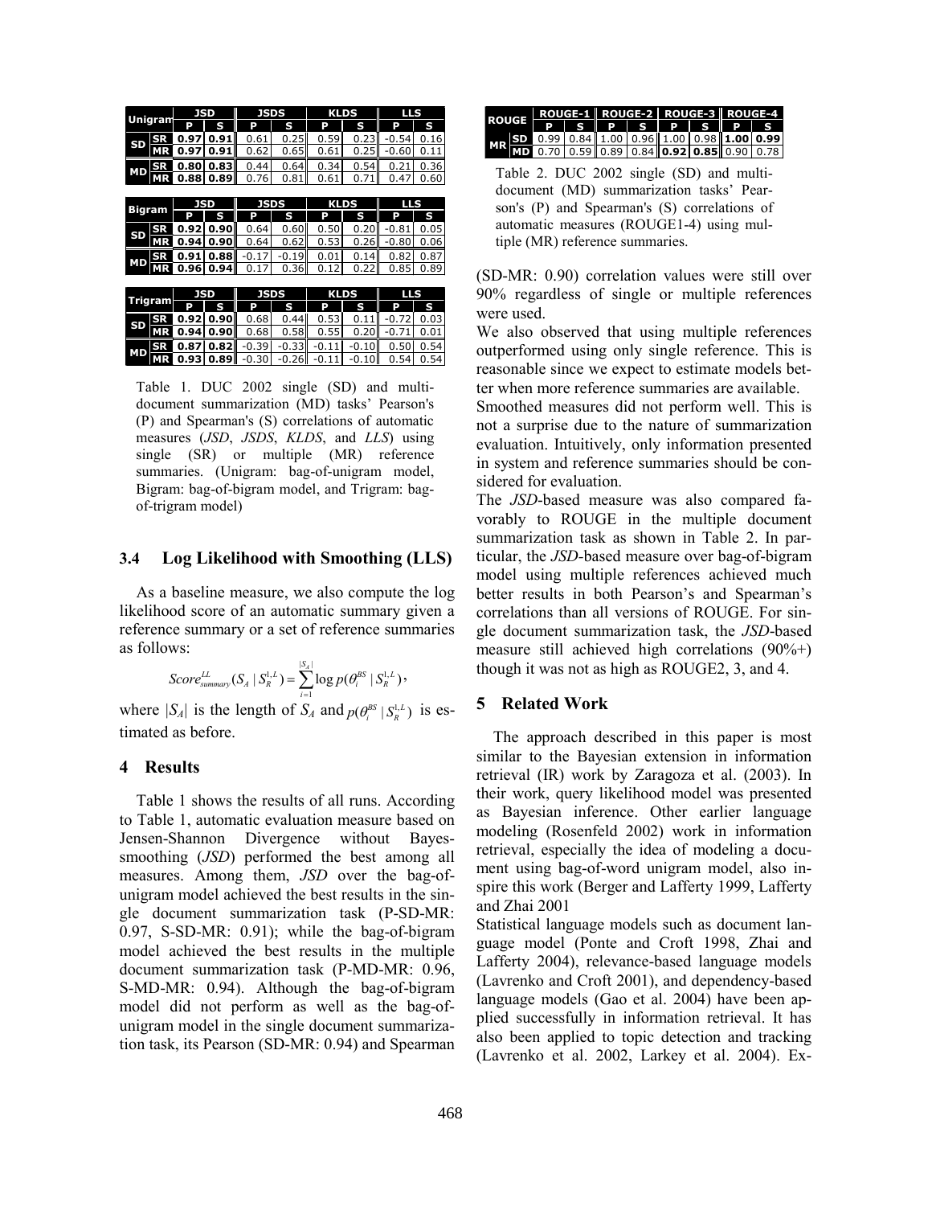| Unigram | | JSD | | JSDS | | KLDS | | LLS | |
|---|---|---|---|---|---|---|---|---|---|
| | | P | S | P | S | P | S | P | S |
| SD | SR | **0.97** | **0.91** | 0.61 | 0.25 | 0.59 | 0.23 | -0.54 | 0.16 |
| | MR | **0.97** | **0.91** | 0.62 | 0.65 | 0.61 | 0.25 | -0.60 | 0.11 |
| MD | SR | **0.80** | **0.83** | 0.44 | 0.64 | 0.34 | 0.54 | 0.21 | 0.36 |
| | MR | **0.88** | **0.89** | 0.76 | 0.81 | 0.61 | 0.71 | 0.47 | 0.60 |

| Bigram | | JSD | | JSDS | | KLDS | | LLS | |
|---|---|---|---|---|---|---|---|---|---|
| | | P | S | P | S | P | S | P | S |
| SD | SR | **0.92** | **0.90** | 0.64 | 0.60 | 0.50 | 0.20 | -0.81 | 0.05 |
| | MR | **0.94** | **0.90** | 0.64 | 0.62 | 0.53 | 0.26 | -0.80 | 0.06 |
| MD | SR | **0.91** | **0.88** | -0.17 | -0.19 | 0.01 | 0.14 | 0.82 | 0.87 |
| | MR | **0.96** | **0.94** | 0.17 | 0.36 | 0.12 | 0.22 | 0.85 | 0.89 |

| Trigram | | JSD | | JSDS | | KLDS | | LLS | |
|---|---|---|---|---|---|---|---|---|---|
| | | P | S | P | S | P | S | P | S |
| SD | SR | **0.92** | **0.90** | 0.68 | 0.44 | 0.53 | 0.11 | -0.72 | 0.03 |
| | MR | **0.94** | **0.90** | 0.68 | 0.58 | 0.55 | 0.20 | -0.71 | 0.01 |
| MD | SR | **0.87** | **0.82** | -0.39 | -0.33 | -0.11 | -0.10 | 0.50 | 0.54 |
| | MR | **0.93** | **0.89** | -0.30 | -0.26 | -0.11 | -0.10 | 0.54 | 0.54 |

Table 1. DUC 2002 single (SD) and multi-document summarization (MD) tasks' Pearson's (P) and Spearman's (S) correlations of automatic measures (*JSD*, *JSDS*, *KLDS*, and *LLS*) using single (SR) or multiple (MR) reference summaries. (Unigram: bag-of-unigram model, Bigram: bag-of-bigram model, and Trigram: bag-of-trigram model)

### 3.4 Log Likelihood with Smoothing (LLS)

As a baseline measure, we also compute the log likelihood score of an automatic summary given a reference summary or a set of reference summaries as follows:

$$Score_{summary}^{LL}(S_A \mid S_R^{1,L}) = \sum_{i=1}^{|S_A|} \log p(\theta_i^{BS} \mid S_R^{1,L}),$$

where $|S_A|$ is the length of $S_A$ and $p(\theta_i^{BS} \mid S_R^{1,L})$ is estimated as before.

## 4 Results

Table 1 shows the results of all runs. According to Table 1, automatic evaluation measure based on Jensen-Shannon Divergence without Bayes-smoothing (*JSD*) performed the best among all measures. Among them, *JSD* over the bag-of-unigram model achieved the best results in the single document summarization task (P-SD-MR: 0.97, S-SD-MR: 0.91); while the bag-of-bigram model achieved the best results in the multiple document summarization task (P-MD-MR: 0.96, S-MD-MR: 0.94). Although the bag-of-bigram model did not perform as well as the bag-of-unigram model in the single document summarization task, its Pearson (SD-MR: 0.94) and Spearman

| ROUGE | | ROUGE-1 | | ROUGE-2 | | ROUGE-3 | | ROUGE-4 | |
|---|---|---|---|---|---|---|---|---|---|
| | | P | S | P | S | P | S | P | S |
| MR | SD | 0.99 | 0.84 | 1.00 | 0.96 | 1.00 | 0.98 | **1.00** | **0.99** |
| | MD | 0.70 | 0.59 | 0.89 | 0.84 | **0.92** | **0.85** | 0.90 | 0.78 |

Table 2. DUC 2002 single (SD) and multi-document (MD) summarization tasks' Pearson's (P) and Spearman's (S) correlations of automatic measures (ROUGE1-4) using multiple (MR) reference summaries.

(SD-MR: 0.90) correlation values were still over 90% regardless of single or multiple references were used.

We also observed that using multiple references outperformed using only single reference. This is reasonable since we expect to estimate models better when more reference summaries are available.

Smoothed measures did not perform well. This is not a surprise due to the nature of summarization evaluation. Intuitively, only information presented in system and reference summaries should be considered for evaluation.

The *JSD*-based measure was also compared favorably to ROUGE in the multiple document summarization task as shown in Table 2. In particular, the *JSD*-based measure over bag-of-bigram model using multiple references achieved much better results in both Pearson's and Spearman's correlations than all versions of ROUGE. For single document summarization task, the *JSD*-based measure still achieved high correlations (90%+) though it was not as high as ROUGE2, 3, and 4.

## 5 Related Work

The approach described in this paper is most similar to the Bayesian extension in information retrieval (IR) work by Zaragoza et al. (2003). In their work, query likelihood model was presented as Bayesian inference. Other earlier language modeling (Rosenfeld 2002) work in information retrieval, especially the idea of modeling a document using bag-of-word unigram model, also inspire this work (Berger and Lafferty 1999, Lafferty and Zhai 2001

Statistical language models such as document language model (Ponte and Croft 1998, Zhai and Lafferty 2004), relevance-based language models (Lavrenko and Croft 2001), and dependency-based language models (Gao et al. 2004) have been applied successfully in information retrieval. It has also been applied to topic detection and tracking (Lavrenko et al. 2002, Larkey et al. 2004). Ex-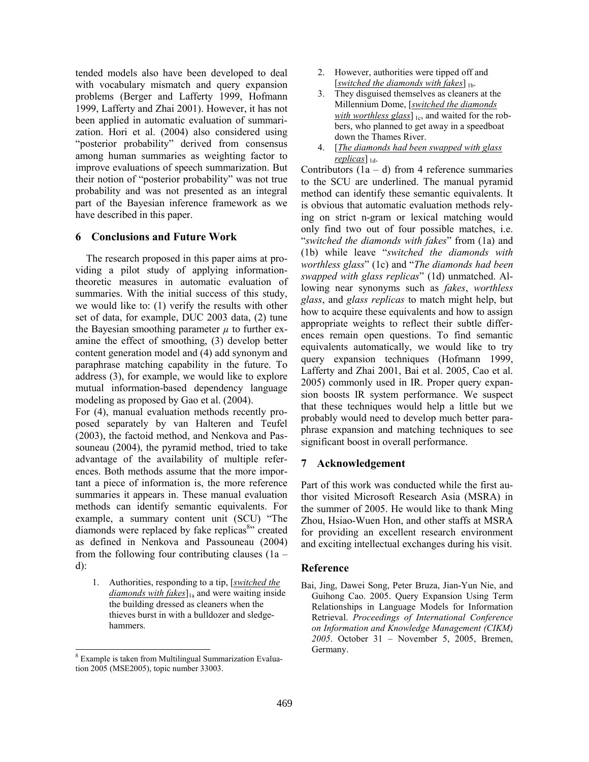tended models also have been developed to deal with vocabulary mismatch and query expansion problems (Berger and Lafferty 1999, Hofmann 1999, Lafferty and Zhai 2001). However, it has not been applied in automatic evaluation of summarization. Hori et al. (2004) also considered using "posterior probability" derived from consensus among human summaries as weighting factor to improve evaluations of speech summarization. But their notion of "posterior probability" was not true probability and was not presented as an integral part of the Bayesian inference framework as we have described in this paper.

## 6 Conclusions and Future Work

The research proposed in this paper aims at providing a pilot study of applying information-theoretic measures in automatic evaluation of summaries. With the initial success of this study, we would like to: (1) verify the results with other set of data, for example, DUC 2003 data, (2) tune the Bayesian smoothing parameter $\mu$ to further examine the effect of smoothing, (3) develop better content generation model and (4) add synonym and paraphrase matching capability in the future. To address (3), for example, we would like to explore mutual information-based dependency language modeling as proposed by Gao et al. (2004).

For (4), manual evaluation methods recently proposed separately by van Halteren and Teufel (2003), the factoid method, and Nenkova and Passouneau (2004), the pyramid method, tried to take advantage of the availability of multiple references. Both methods assume that the more important a piece of information is, the more reference summaries it appears in. These manual evaluation methods can identify semantic equivalents. For example, a summary content unit (SCU) "The diamonds were replaced by fake replicas[8]" created as defined in Nenkova and Passouneau (2004) from the following four contributing clauses (1a – d):

1. Authorities, responding to a tip, [*switched the diamonds with fakes*]$_{1a}$ and were waiting inside the building dressed as cleaners when the thieves burst in with a bulldozer and sledgehammers.
2. However, authorities were tipped off and [*switched the diamonds with fakes*]$_{1b}$.
3. They disguised themselves as cleaners at the Millennium Dome, [*switched the diamonds with worthless glass*]$_{1c}$, and waited for the robbers, who planned to get away in a speedboat down the Thames River.
4. [*The diamonds had been swapped with glass replicas*]$_{1d}$.

Contributors (1a – d) from 4 reference summaries to the SCU are underlined. The manual pyramid method can identify these semantic equivalents. It is obvious that automatic evaluation methods relying on strict n-gram or lexical matching would only find two out of four possible matches, i.e. "*switched the diamonds with fakes*" from (1a) and (1b) while leave "*switched the diamonds with worthless glass*" (1c) and "*The diamonds had been swapped with glass replicas*" (1d) unmatched. Allowing near synonyms such as *fakes*, *worthless glass*, and *glass replicas* to match might help, but how to acquire these equivalents and how to assign appropriate weights to reflect their subtle differences remain open questions. To find semantic equivalents automatically, we would like to try query expansion techniques (Hofmann 1999, Lafferty and Zhai 2001, Bai et al. 2005, Cao et al. 2005) commonly used in IR. Proper query expansion boosts IR system performance. We suspect that these techniques would help a little but we probably would need to develop much better paraphrase expansion and matching techniques to see significant boost in overall performance.

[8] Example is taken from Multilingual Summarization Evaluation 2005 (MSE2005), topic number 33003.

## 7 Acknowledgement

Part of this work was conducted while the first author visited Microsoft Research Asia (MSRA) in the summer of 2005. He would like to thank Ming Zhou, Hsiao-Wuen Hon, and other staffs at MSRA for providing an excellent research environment and exciting intellectual exchanges during his visit.

## Reference

Bai, Jing, Dawei Song, Peter Bruza, Jian-Yun Nie, and Guihong Cao. 2005. Query Expansion Using Term Relationships in Language Models for Information Retrieval. *Proceedings of International Conference on Information and Knowledge Management (CIKM) 2005*. October 31 – November 5, 2005, Bremen, Germany.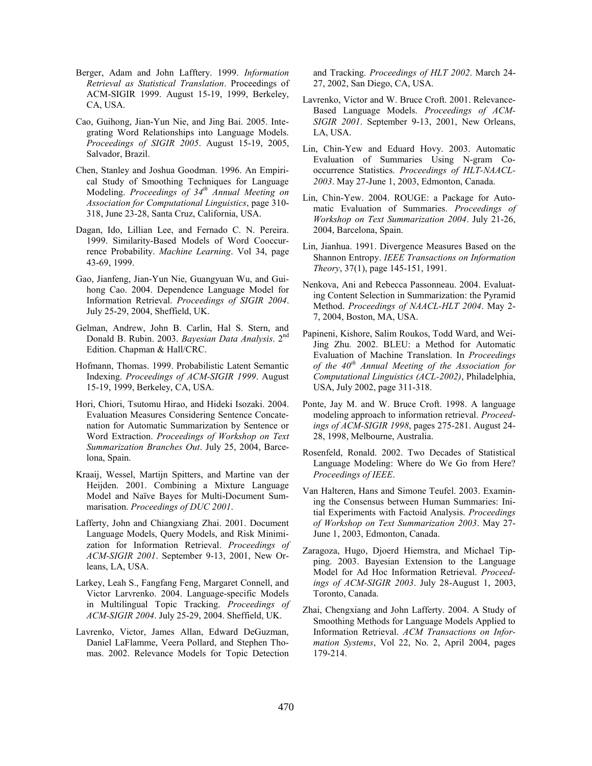Berger, Adam and John Lafftery. 1999. *Information Retrieval as Statistical Translation*. Proceedings of ACM-SIGIR 1999. August 15-19, 1999, Berkeley, CA, USA.

Cao, Guihong, Jian-Yun Nie, and Jing Bai. 2005. Integrating Word Relationships into Language Models. *Proceedings of SIGIR 2005*. August 15-19, 2005, Salvador, Brazil.

Chen, Stanley and Joshua Goodman. 1996. An Empirical Study of Smoothing Techniques for Language Modeling. *Proceedings of 34th Annual Meeting on Association for Computational Linguistics*, page 310-318, June 23-28, Santa Cruz, California, USA.

Dagan, Ido, Lillian Lee, and Fernado C. N. Pereira. 1999. Similarity-Based Models of Word Cooccurrence Probability. *Machine Learning*. Vol 34, page 43-69, 1999.

Gao, Jianfeng, Jian-Yun Nie, Guangyuan Wu, and Guihong Cao. 2004. Dependence Language Model for Information Retrieval. *Proceedings of SIGIR 2004*. July 25-29, 2004, Sheffield, UK.

Gelman, Andrew, John B. Carlin, Hal S. Stern, and Donald B. Rubin. 2003. *Bayesian Data Analysis*. 2nd Edition. Chapman & Hall/CRC.

Hofmann, Thomas. 1999. Probabilistic Latent Semantic Indexing. *Proceedings of ACM-SIGIR 1999*. August 15-19, 1999, Berkeley, CA, USA.

Hori, Chiori, Tsutomu Hirao, and Hideki Isozaki. 2004. Evaluation Measures Considering Sentence Concatenation for Automatic Summarization by Sentence or Word Extraction. *Proceedings of Workshop on Text Summarization Branches Out*. July 25, 2004, Barcelona, Spain.

Kraaij, Wessel, Martijn Spitters, and Martine van der Heijden. 2001. Combining a Mixture Language Model and Naïve Bayes for Multi-Document Summarisation. *Proceedings of DUC 2001*.

Lafferty, John and Chiangxiang Zhai. 2001. Document Language Models, Query Models, and Risk Minimization for Information Retrieval. *Proceedings of ACM-SIGIR 2001*. September 9-13, 2001, New Orleans, LA, USA.

Larkey, Leah S., Fangfang Feng, Margaret Connell, and Victor Larvrenko. 2004. Language-specific Models in Multilingual Topic Tracking. *Proceedings of ACM-SIGIR 2004*. July 25-29, 2004. Sheffield, UK.

Lavrenko, Victor, James Allan, Edward DeGuzman, Daniel LaFlamme, Veera Pollard, and Stephen Thomas. 2002. Relevance Models for Topic Detection and Tracking. *Proceedings of HLT 2002*. March 24-27, 2002, San Diego, CA, USA.

Lavrenko, Victor and W. Bruce Croft. 2001. Relevance-Based Language Models. *Proceedings of ACM-SIGIR 2001*. September 9-13, 2001, New Orleans, LA, USA.

Lin, Chin-Yew and Eduard Hovy. 2003. Automatic Evaluation of Summaries Using N-gram Co-occurrence Statistics. *Proceedings of HLT-NAACL-2003*. May 27-June 1, 2003, Edmonton, Canada.

Lin, Chin-Yew. 2004. ROUGE: a Package for Automatic Evaluation of Summaries. *Proceedings of Workshop on Text Summarization 2004*. July 21-26, 2004, Barcelona, Spain.

Lin, Jianhua. 1991. Divergence Measures Based on the Shannon Entropy. *IEEE Transactions on Information Theory*, 37(1), page 145-151, 1991.

Nenkova, Ani and Rebecca Passonneau. 2004. Evaluating Content Selection in Summarization: the Pyramid Method. *Proceedings of NAACL-HLT 2004*. May 2-7, 2004, Boston, MA, USA.

Papineni, Kishore, Salim Roukos, Todd Ward, and Wei-Jing Zhu. 2002. BLEU: a Method for Automatic Evaluation of Machine Translation. In *Proceedings of the 40th Annual Meeting of the Association for Computational Linguistics (ACL-2002)*, Philadelphia, USA, July 2002, page 311-318.

Ponte, Jay M. and W. Bruce Croft. 1998. A language modeling approach to information retrieval. *Proceedings of ACM-SIGIR 1998*, pages 275-281. August 24-28, 1998, Melbourne, Australia.

Rosenfeld, Ronald. 2002. Two Decades of Statistical Language Modeling: Where do We Go from Here? *Proceedings of IEEE*.

Van Halteren, Hans and Simone Teufel. 2003. Examining the Consensus between Human Summaries: Initial Experiments with Factoid Analysis. *Proceedings of Workshop on Text Summarization 2003*. May 27-June 1, 2003, Edmonton, Canada.

Zaragoza, Hugo, Djoerd Hiemstra, and Michael Tipping. 2003. Bayesian Extension to the Language Model for Ad Hoc Information Retrieval. *Proceedings of ACM-SIGIR 2003*. July 28-August 1, 2003, Toronto, Canada.

Zhai, Chengxiang and John Lafferty. 2004. A Study of Smoothing Methods for Language Models Applied to Information Retrieval. *ACM Transactions on Information Systems*, Vol 22, No. 2, April 2004, pages 179-214.